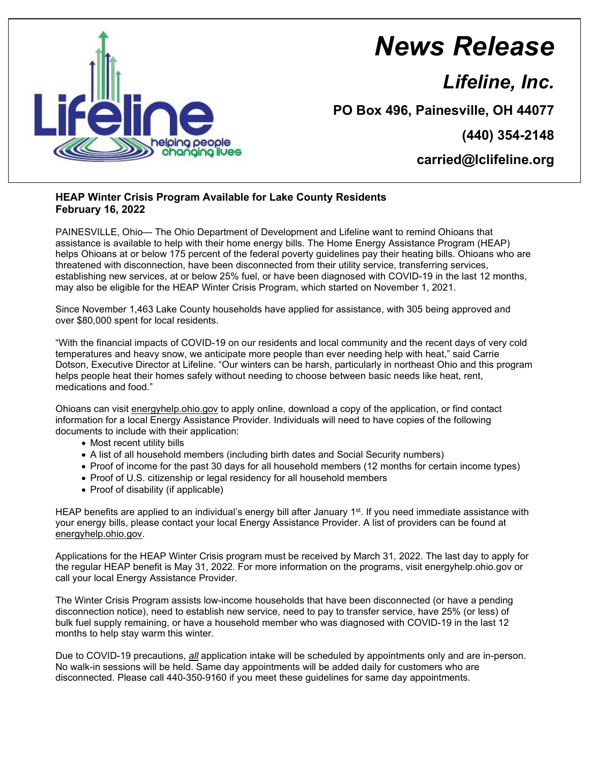# News Release

## Lifeline, Inc.

**PO Box 496, Painesville, OH 44077**

**(440) 354-2148**

**carried@lclifeline.org**

**HEAP Winter Crisis Program Available for Lake County Residents**
**February 16, 2022**

PAINESVILLE, Ohio— The Ohio Department of Development and Lifeline want to remind Ohioans that assistance is available to help with their home energy bills. The Home Energy Assistance Program (HEAP) helps Ohioans at or below 175 percent of the federal poverty guidelines pay their heating bills. Ohioans who are threatened with disconnection, have been disconnected from their utility service, transferring services, establishing new services, at or below 25% fuel, or have been diagnosed with COVID-19 in the last 12 months, may also be eligible for the HEAP Winter Crisis Program, which started on November 1, 2021.

Since November 1,463 Lake County households have applied for assistance, with 305 being approved and over $80,000 spent for local residents.

"With the financial impacts of COVID-19 on our residents and local community and the recent days of very cold temperatures and heavy snow, we anticipate more people than ever needing help with heat," said Carrie Dotson, Executive Director at Lifeline. "Our winters can be harsh, particularly in northeast Ohio and this program helps people heat their homes safely without needing to choose between basic needs like heat, rent, medications and food."

Ohioans can visit energyhelp.ohio.gov to apply online, download a copy of the application, or find contact information for a local Energy Assistance Provider. Individuals will need to have copies of the following documents to include with their application:

- Most recent utility bills
- A list of all household members (including birth dates and Social Security numbers)
- Proof of income for the past 30 days for all household members (12 months for certain income types)
- Proof of U.S. citizenship or legal residency for all household members
- Proof of disability (if applicable)

HEAP benefits are applied to an individual's energy bill after January 1st. If you need immediate assistance with your energy bills, please contact your local Energy Assistance Provider. A list of providers can be found at energyhelp.ohio.gov.

Applications for the HEAP Winter Crisis program must be received by March 31, 2022. The last day to apply for the regular HEAP benefit is May 31, 2022. For more information on the programs, visit energyhelp.ohio.gov or call your local Energy Assistance Provider.

The Winter Crisis Program assists low-income households that have been disconnected (or have a pending disconnection notice), need to establish new service, need to pay to transfer service, have 25% (or less) of bulk fuel supply remaining, or have a household member who was diagnosed with COVID-19 in the last 12 months to help stay warm this winter.

Due to COVID-19 precautions, ***all*** application intake will be scheduled by appointments only and are in-person. No walk-in sessions will be held. Same day appointments will be added daily for customers who are disconnected. Please call 440-350-9160 if you meet these guidelines for same day appointments.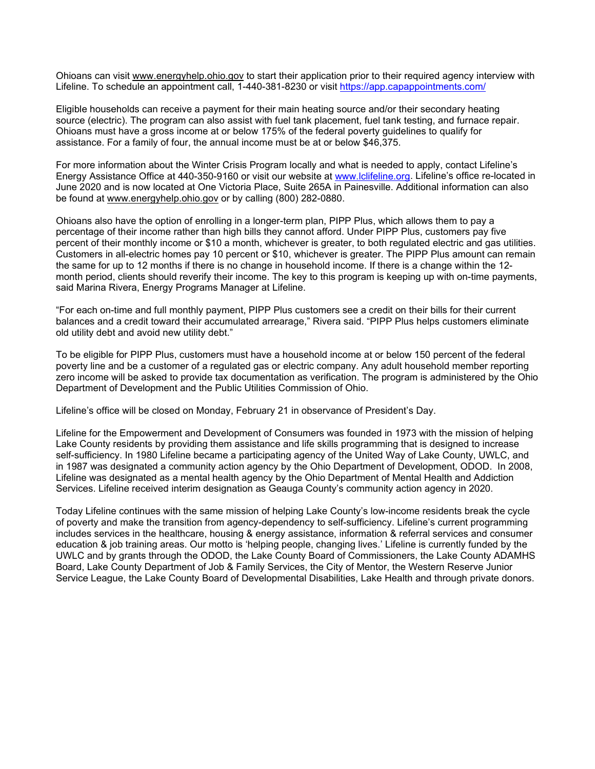Ohioans can visit www.energyhelp.ohio.gov to start their application prior to their required agency interview with Lifeline. To schedule an appointment call, 1-440-381-8230 or visit https://app.capappointments.com/

Eligible households can receive a payment for their main heating source and/or their secondary heating source (electric). The program can also assist with fuel tank placement, fuel tank testing, and furnace repair. Ohioans must have a gross income at or below 175% of the federal poverty guidelines to qualify for assistance. For a family of four, the annual income must be at or below $46,375.

For more information about the Winter Crisis Program locally and what is needed to apply, contact Lifeline's Energy Assistance Office at 440-350-9160 or visit our website at www.lclifeline.org. Lifeline's office re-located in June 2020 and is now located at One Victoria Place, Suite 265A in Painesville. Additional information can also be found at www.energyhelp.ohio.gov or by calling (800) 282-0880.

Ohioans also have the option of enrolling in a longer-term plan, PIPP Plus, which allows them to pay a percentage of their income rather than high bills they cannot afford. Under PIPP Plus, customers pay five percent of their monthly income or $10 a month, whichever is greater, to both regulated electric and gas utilities. Customers in all-electric homes pay 10 percent or $10, whichever is greater. The PIPP Plus amount can remain the same for up to 12 months if there is no change in household income. If there is a change within the 12-month period, clients should reverify their income. The key to this program is keeping up with on-time payments, said Marina Rivera, Energy Programs Manager at Lifeline.

"For each on-time and full monthly payment, PIPP Plus customers see a credit on their bills for their current balances and a credit toward their accumulated arrearage," Rivera said. "PIPP Plus helps customers eliminate old utility debt and avoid new utility debt."

To be eligible for PIPP Plus, customers must have a household income at or below 150 percent of the federal poverty line and be a customer of a regulated gas or electric company. Any adult household member reporting zero income will be asked to provide tax documentation as verification. The program is administered by the Ohio Department of Development and the Public Utilities Commission of Ohio.

Lifeline's office will be closed on Monday, February 21 in observance of President's Day.

Lifeline for the Empowerment and Development of Consumers was founded in 1973 with the mission of helping Lake County residents by providing them assistance and life skills programming that is designed to increase self-sufficiency. In 1980 Lifeline became a participating agency of the United Way of Lake County, UWLC, and in 1987 was designated a community action agency by the Ohio Department of Development, ODOD. In 2008, Lifeline was designated as a mental health agency by the Ohio Department of Mental Health and Addiction Services. Lifeline received interim designation as Geauga County's community action agency in 2020.

Today Lifeline continues with the same mission of helping Lake County's low-income residents break the cycle of poverty and make the transition from agency-dependency to self-sufficiency. Lifeline's current programming includes services in the healthcare, housing & energy assistance, information & referral services and consumer education & job training areas. Our motto is 'helping people, changing lives.' Lifeline is currently funded by the UWLC and by grants through the ODOD, the Lake County Board of Commissioners, the Lake County ADAMHS Board, Lake County Department of Job & Family Services, the City of Mentor, the Western Reserve Junior Service League, the Lake County Board of Developmental Disabilities, Lake Health and through private donors.